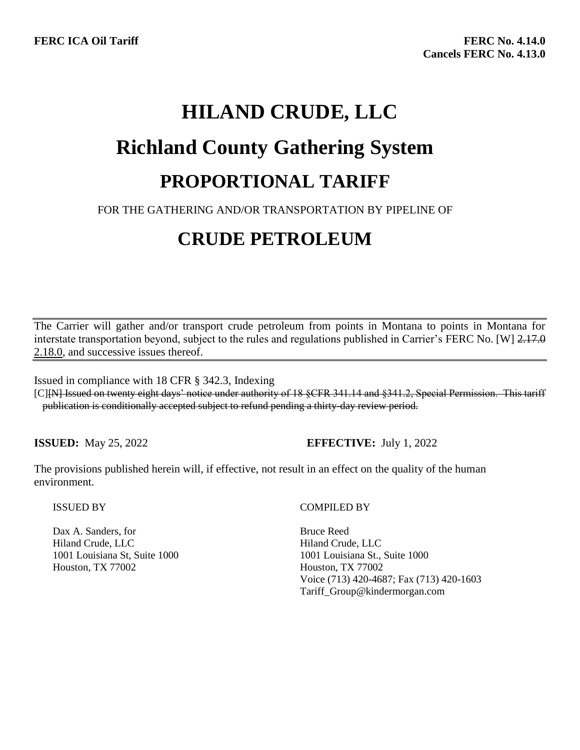**FERC ICA Oil Tariff**

**FERC No. 4.14.0**
**Cancels FERC No. 4.13.0**

# HILAND CRUDE, LLC

# Richland County Gathering System

## PROPORTIONAL TARIFF

FOR THE GATHERING AND/OR TRANSPORTATION BY PIPELINE OF

## CRUDE PETROLEUM

The Carrier will gather and/or transport crude petroleum from points in Montana to points in Montana for interstate transportation beyond, subject to the rules and regulations published in Carrier's FERC No. [W] ~~2.17.0~~ 2.18.0, and successive issues thereof.

Issued in compliance with 18 CFR § 342.3, Indexing

[C]~~[N] Issued on twenty eight days' notice under authority of 18 §CFR 341.14 and §341.2, Special Permission. This tariff publication is conditionally accepted subject to refund pending a thirty-day review period.~~

**ISSUED:** May 25, 2022 **EFFECTIVE:** July 1, 2022

The provisions published herein will, if effective, not result in an effect on the quality of the human environment.

ISSUED BY

Dax A. Sanders, for
Hiland Crude, LLC
1001 Louisiana St, Suite 1000
Houston, TX 77002

COMPILED BY

Bruce Reed
Hiland Crude, LLC
1001 Louisiana St., Suite 1000
Houston, TX 77002
Voice (713) 420-4687; Fax (713) 420-1603
Tariff_Group@kindermorgan.com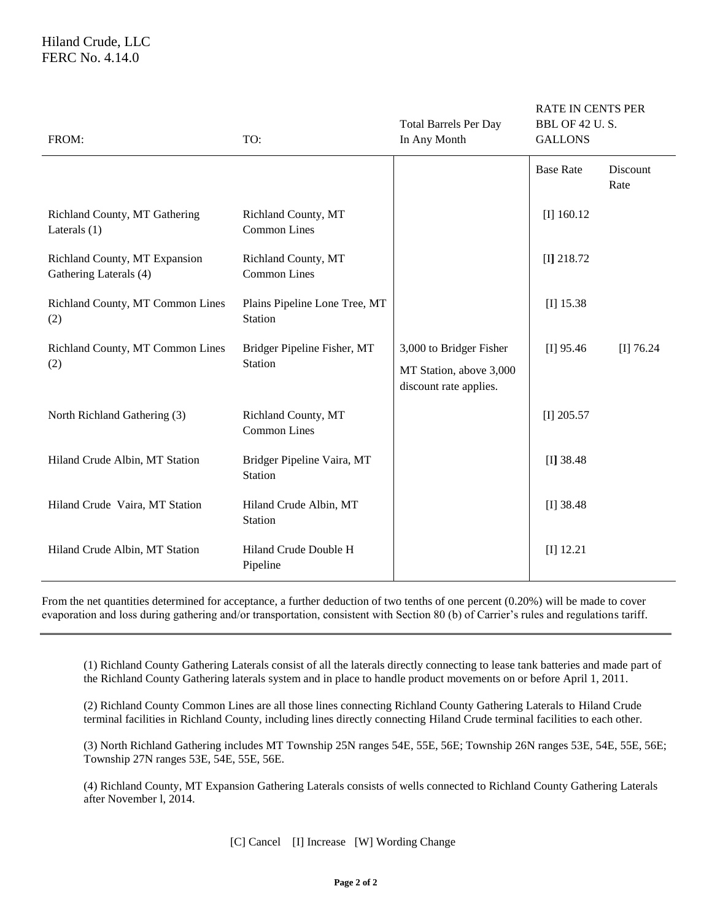Hiland Crude, LLC
FERC No. 4.14.0

| FROM: | TO: | Total Barrels Per Day In Any Month | RATE IN CENTS PER BBL OF 42 U. S. GALLONS | |
|---|---|---|---|---|
| | | | Base Rate | Discount Rate |
| Richland County, MT Gathering Laterals (1) | Richland County, MT Common Lines | | [I] 160.12 | |
| Richland County, MT Expansion Gathering Laterals (4) | Richland County, MT Common Lines | | [I] 218.72 | |
| Richland County, MT Common Lines (2) | Plains Pipeline Lone Tree, MT Station | | [I] 15.38 | |
| Richland County, MT Common Lines (2) | Bridger Pipeline Fisher, MT Station | 3,000 to Bridger Fisher MT Station, above 3,000 discount rate applies. | [I] 95.46 | [I] 76.24 |
| North Richland Gathering (3) | Richland County, MT Common Lines | | [I] 205.57 | |
| Hiland Crude Albin, MT Station | Bridger Pipeline Vaira, MT Station | | [I] 38.48 | |
| Hiland Crude Vaira, MT Station | Hiland Crude Albin, MT Station | | [I] 38.48 | |
| Hiland Crude Albin, MT Station | Hiland Crude Double H Pipeline | | [I] 12.21 | |

From the net quantities determined for acceptance, a further deduction of two tenths of one percent (0.20%) will be made to cover evaporation and loss during gathering and/or transportation, consistent with Section 80 (b) of Carrier's rules and regulations tariff.

(1) Richland County Gathering Laterals consist of all the laterals directly connecting to lease tank batteries and made part of the Richland County Gathering laterals system and in place to handle product movements on or before April 1, 2011.

(2) Richland County Common Lines are all those lines connecting Richland County Gathering Laterals to Hiland Crude terminal facilities in Richland County, including lines directly connecting Hiland Crude terminal facilities to each other.

(3) North Richland Gathering includes MT Township 25N ranges 54E, 55E, 56E; Township 26N ranges 53E, 54E, 55E, 56E; Township 27N ranges 53E, 54E, 55E, 56E.

(4) Richland County, MT Expansion Gathering Laterals consists of wells connected to Richland County Gathering Laterals after November l, 2014.

[C] Cancel [I] Increase [W] Wording Change